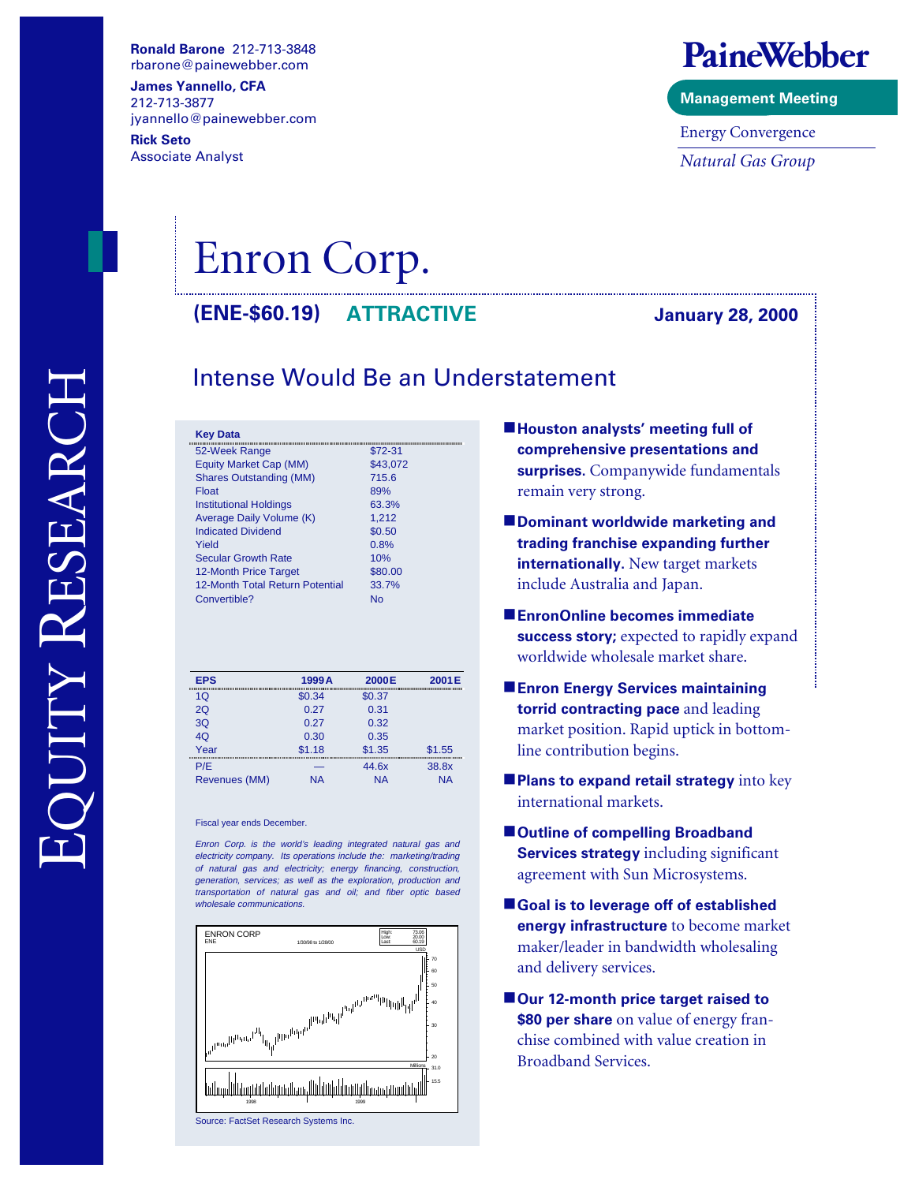Ronald Barone 212-713-3848
rbarone@painewebber.com

James Yannello, CFA
212-713-3877
jyannello@painewebber.com

Rick Seto
Associate Analyst

**PaineWebber**

**Management Meeting**

Energy Convergence

*Natural Gas Group*

EQUITY RESEARCH

# Enron Corp.

**(ENE-$60.19)** **ATTRACTIVE** **January 28, 2000**

## Intense Would Be an Understatement

| Key Data | |
|---|---|
| 52-Week Range | $72-31 |
| Equity Market Cap (MM) | $43,072 |
| Shares Outstanding (MM) | 715.6 |
| Float | 89% |
| Institutional Holdings | 63.3% |
| Average Daily Volume (K) | 1,212 |
| Indicated Dividend | $0.50 |
| Yield | 0.8% |
| Secular Growth Rate | 10% |
| 12-Month Price Target | $80.00 |
| 12-Month Total Return Potential | 33.7% |
| Convertible? | No |

| EPS | 1999A | 2000E | 2001E |
|---|---|---|---|
| 1Q | $0.34 | $0.37 | |
| 2Q | 0.27 | 0.31 | |
| 3Q | 0.27 | 0.32 | |
| 4Q | 0.30 | 0.35 | |
| Year | $1.18 | $1.35 | $1.55 |
| P/E | — | 44.6x | 38.8x |
| Revenues (MM) | NA | NA | NA |

Fiscal year ends December.

*Enron Corp. is the world's leading integrated natural gas and electricity company. Its operations include the: marketing/trading of natural gas and electricity; energy financing, construction, generation, services; as well as the exploration, production and transportation of natural gas and oil; and fiber optic based wholesale communications.*

ENRON CORP
ENE
1/30/98 to 1/28/00
High: 73.06
Low: 20.00
Last: 60.19

Source: FactSet Research Systems Inc.

- **Houston analysts' meeting full of comprehensive presentations and surprises.** Companywide fundamentals remain very strong.
- **Dominant worldwide marketing and trading franchise expanding further internationally.** New target markets include Australia and Japan.
- **EnronOnline becomes immediate success story;** expected to rapidly expand worldwide wholesale market share.
- **Enron Energy Services maintaining torrid contracting pace** and leading market position. Rapid uptick in bottom-line contribution begins.
- **Plans to expand retail strategy** into key international markets.
- **Outline of compelling Broadband Services strategy** including significant agreement with Sun Microsystems.
- **Goal is to leverage off of established energy infrastructure** to become market maker/leader in bandwidth wholesaling and delivery services.
- **Our 12-month price target raised to $80 per share** on value of energy franchise combined with value creation in Broadband Services.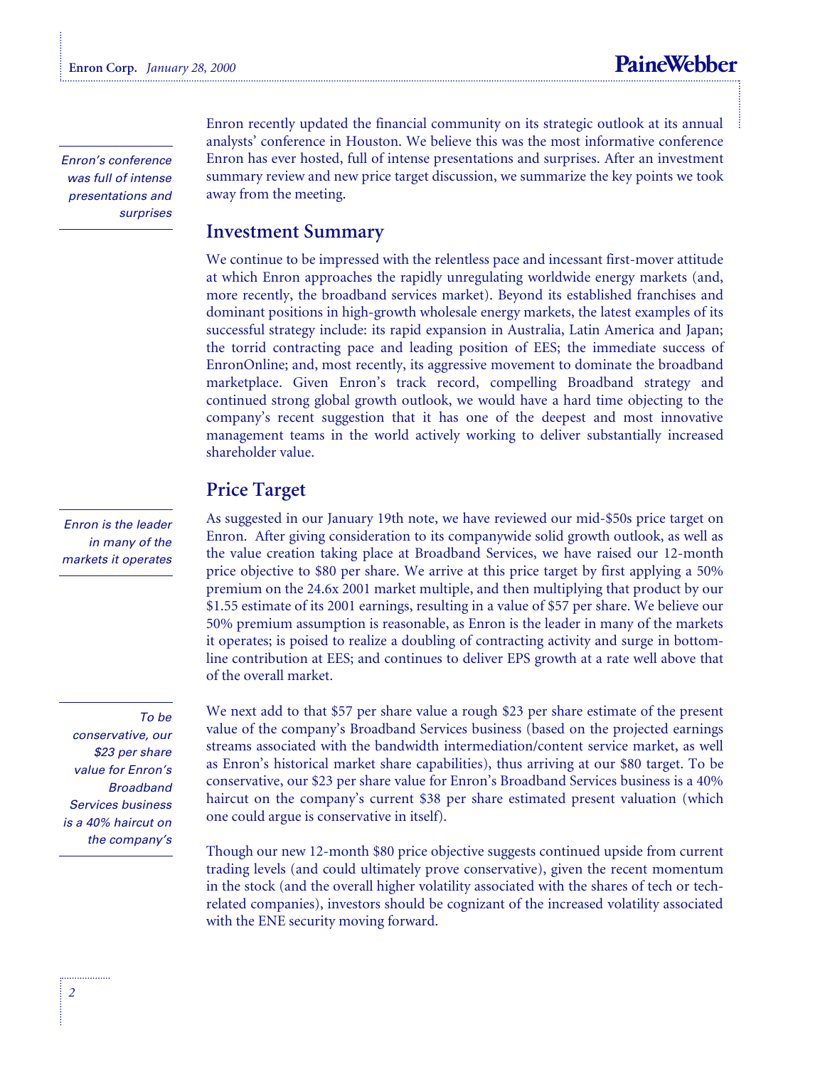Enron recently updated the financial community on its strategic outlook at its annual analysts' conference in Houston. We believe this was the most informative conference Enron has ever hosted, full of intense presentations and surprises. After an investment summary review and new price target discussion, we summarize the key points we took away from the meeting.

*Enron's conference was full of intense presentations and surprises*

## Investment Summary

We continue to be impressed with the relentless pace and incessant first-mover attitude at which Enron approaches the rapidly unregulating worldwide energy markets (and, more recently, the broadband services market). Beyond its established franchises and dominant positions in high-growth wholesale energy markets, the latest examples of its successful strategy include: its rapid expansion in Australia, Latin America and Japan; the torrid contracting pace and leading position of EES; the immediate success of EnronOnline; and, most recently, its aggressive movement to dominate the broadband marketplace. Given Enron's track record, compelling Broadband strategy and continued strong global growth outlook, we would have a hard time objecting to the company's recent suggestion that it has one of the deepest and most innovative management teams in the world actively working to deliver substantially increased shareholder value.

## Price Target

*Enron is the leader in many of the markets it operates*

As suggested in our January 19th note, we have reviewed our mid-$50s price target on Enron. After giving consideration to its companywide solid growth outlook, as well as the value creation taking place at Broadband Services, we have raised our 12-month price objective to $80 per share. We arrive at this price target by first applying a 50% premium on the 24.6x 2001 market multiple, and then multiplying that product by our $1.55 estimate of its 2001 earnings, resulting in a value of $57 per share. We believe our 50% premium assumption is reasonable, as Enron is the leader in many of the markets it operates; is poised to realize a doubling of contracting activity and surge in bottom-line contribution at EES; and continues to deliver EPS growth at a rate well above that of the overall market.

*To be conservative, our $23 per share value for Enron's Broadband Services business is a 40% haircut on the company's*

We next add to that $57 per share value a rough $23 per share estimate of the present value of the company's Broadband Services business (based on the projected earnings streams associated with the bandwidth intermediation/content service market, as well as Enron's historical market share capabilities), thus arriving at our $80 target. To be conservative, our $23 per share value for Enron's Broadband Services business is a 40% haircut on the company's current $38 per share estimated present valuation (which one could argue is conservative in itself).

Though our new 12-month $80 price objective suggests continued upside from current trading levels (and could ultimately prove conservative), given the recent momentum in the stock (and the overall higher volatility associated with the shares of tech or tech-related companies), investors should be cognizant of the increased volatility associated with the ENE security moving forward.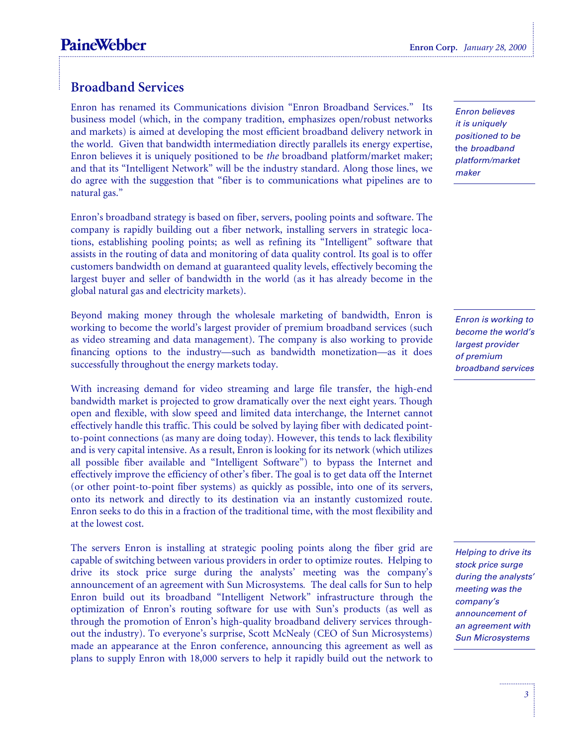## Broadband Services

Enron has renamed its Communications division "Enron Broadband Services." Its business model (which, in the company tradition, emphasizes open/robust networks and markets) is aimed at developing the most efficient broadband delivery network in the world. Given that bandwidth intermediation directly parallels its energy expertise, Enron believes it is uniquely positioned to be *the* broadband platform/market maker; and that its "Intelligent Network" will be the industry standard. Along those lines, we do agree with the suggestion that "fiber is to communications what pipelines are to natural gas."

*Enron believes it is uniquely positioned to be* the *broadband platform/market maker*

Enron's broadband strategy is based on fiber, servers, pooling points and software. The company is rapidly building out a fiber network, installing servers in strategic locations, establishing pooling points; as well as refining its "Intelligent" software that assists in the routing of data and monitoring of data quality control. Its goal is to offer customers bandwidth on demand at guaranteed quality levels, effectively becoming the largest buyer and seller of bandwidth in the world (as it has already become in the global natural gas and electricity markets).

Beyond making money through the wholesale marketing of bandwidth, Enron is working to become the world's largest provider of premium broadband services (such as video streaming and data management). The company is also working to provide financing options to the industry—such as bandwidth monetization—as it does successfully throughout the energy markets today.

*Enron is working to become the world's largest provider of premium broadband services*

With increasing demand for video streaming and large file transfer, the high-end bandwidth market is projected to grow dramatically over the next eight years. Though open and flexible, with slow speed and limited data interchange, the Internet cannot effectively handle this traffic. This could be solved by laying fiber with dedicated point-to-point connections (as many are doing today). However, this tends to lack flexibility and is very capital intensive. As a result, Enron is looking for its network (which utilizes all possible fiber available and "Intelligent Software") to bypass the Internet and effectively improve the efficiency of other's fiber. The goal is to get data off the Internet (or other point-to-point fiber systems) as quickly as possible, into one of its servers, onto its network and directly to its destination via an instantly customized route. Enron seeks to do this in a fraction of the traditional time, with the most flexibility and at the lowest cost.

The servers Enron is installing at strategic pooling points along the fiber grid are capable of switching between various providers in order to optimize routes. Helping to drive its stock price surge during the analysts' meeting was the company's announcement of an agreement with Sun Microsystems. The deal calls for Sun to help Enron build out its broadband "Intelligent Network" infrastructure through the optimization of Enron's routing software for use with Sun's products (as well as through the promotion of Enron's high-quality broadband delivery services throughout the industry). To everyone's surprise, Scott McNealy (CEO of Sun Microsystems) made an appearance at the Enron conference, announcing this agreement as well as plans to supply Enron with 18,000 servers to help it rapidly build out the network to

*Helping to drive its stock price surge during the analysts' meeting was the company's announcement of an agreement with Sun Microsystems*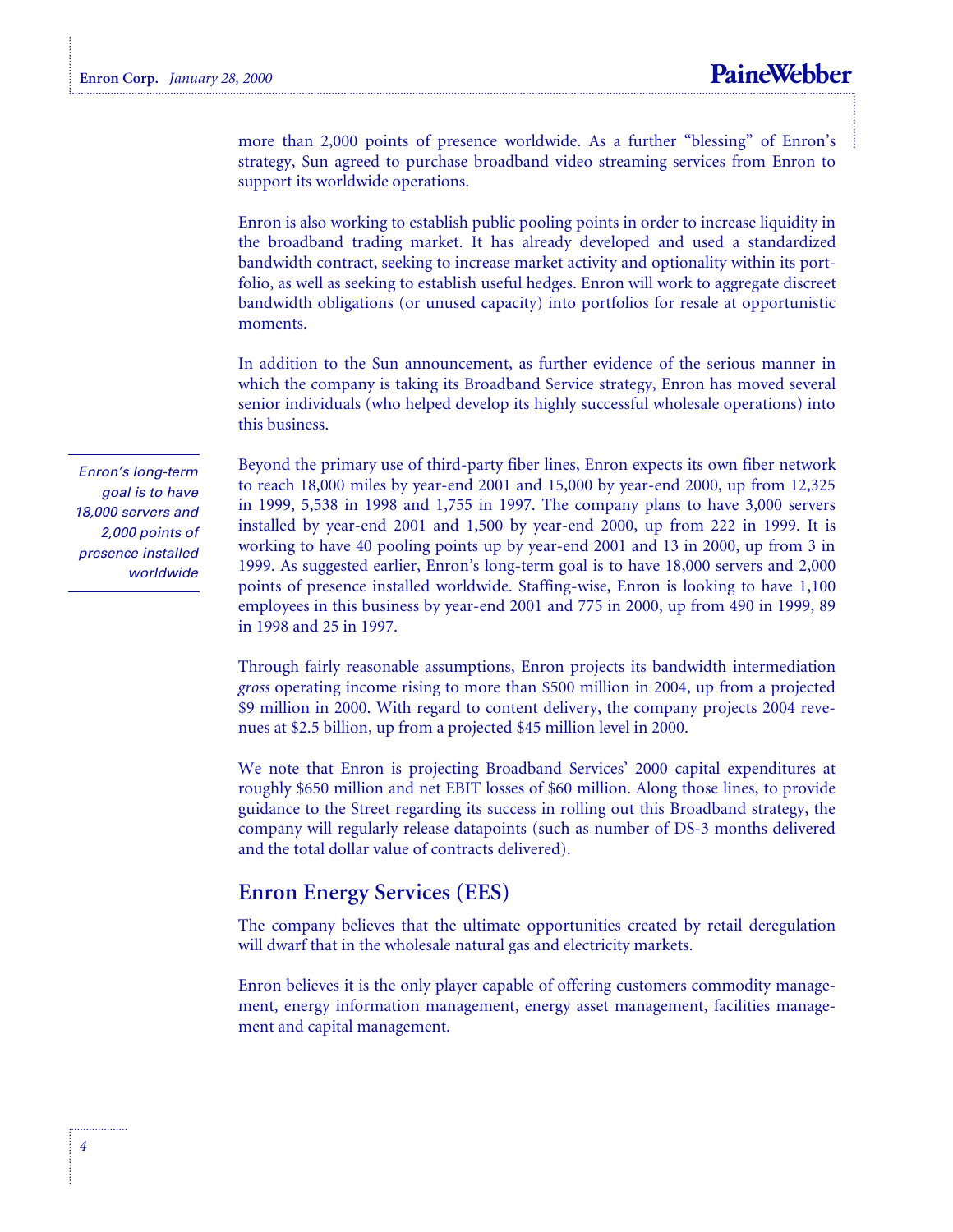more than 2,000 points of presence worldwide. As a further "blessing" of Enron's strategy, Sun agreed to purchase broadband video streaming services from Enron to support its worldwide operations.

Enron is also working to establish public pooling points in order to increase liquidity in the broadband trading market. It has already developed and used a standardized bandwidth contract, seeking to increase market activity and optionality within its portfolio, as well as seeking to establish useful hedges. Enron will work to aggregate discreet bandwidth obligations (or unused capacity) into portfolios for resale at opportunistic moments.

In addition to the Sun announcement, as further evidence of the serious manner in which the company is taking its Broadband Service strategy, Enron has moved several senior individuals (who helped develop its highly successful wholesale operations) into this business.

*Enron's long-term goal is to have 18,000 servers and 2,000 points of presence installed worldwide*

Beyond the primary use of third-party fiber lines, Enron expects its own fiber network to reach 18,000 miles by year-end 2001 and 15,000 by year-end 2000, up from 12,325 in 1999, 5,538 in 1998 and 1,755 in 1997. The company plans to have 3,000 servers installed by year-end 2001 and 1,500 by year-end 2000, up from 222 in 1999. It is working to have 40 pooling points up by year-end 2001 and 13 in 2000, up from 3 in 1999. As suggested earlier, Enron's long-term goal is to have 18,000 servers and 2,000 points of presence installed worldwide. Staffing-wise, Enron is looking to have 1,100 employees in this business by year-end 2001 and 775 in 2000, up from 490 in 1999, 89 in 1998 and 25 in 1997.

Through fairly reasonable assumptions, Enron projects its bandwidth intermediation *gross* operating income rising to more than $500 million in 2004, up from a projected $9 million in 2000. With regard to content delivery, the company projects 2004 revenues at $2.5 billion, up from a projected $45 million level in 2000.

We note that Enron is projecting Broadband Services' 2000 capital expenditures at roughly $650 million and net EBIT losses of $60 million. Along those lines, to provide guidance to the Street regarding its success in rolling out this Broadband strategy, the company will regularly release datapoints (such as number of DS-3 months delivered and the total dollar value of contracts delivered).

## Enron Energy Services (EES)

The company believes that the ultimate opportunities created by retail deregulation will dwarf that in the wholesale natural gas and electricity markets.

Enron believes it is the only player capable of offering customers commodity management, energy information management, energy asset management, facilities management and capital management.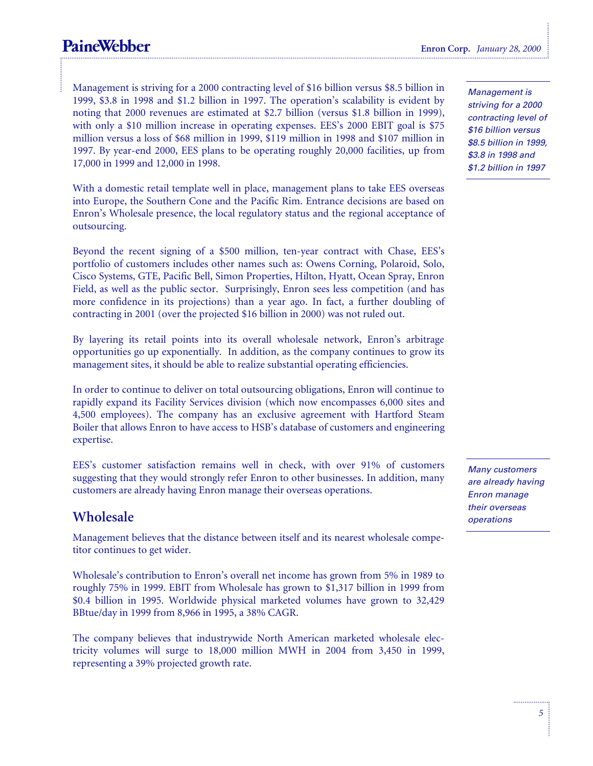Management is striving for a 2000 contracting level of $16 billion versus $8.5 billion in 1999, $3.8 in 1998 and $1.2 billion in 1997. The operation's scalability is evident by noting that 2000 revenues are estimated at $2.7 billion (versus $1.8 billion in 1999), with only a $10 million increase in operating expenses. EES's 2000 EBIT goal is $75 million versus a loss of $68 million in 1999, $119 million in 1998 and $107 million in 1997. By year-end 2000, EES plans to be operating roughly 20,000 facilities, up from 17,000 in 1999 and 12,000 in 1998.

*Management is striving for a 2000 contracting level of $16 billion versus $8.5 billion in 1999, $3.8 in 1998 and $1.2 billion in 1997*

With a domestic retail template well in place, management plans to take EES overseas into Europe, the Southern Cone and the Pacific Rim. Entrance decisions are based on Enron's Wholesale presence, the local regulatory status and the regional acceptance of outsourcing.

Beyond the recent signing of a $500 million, ten-year contract with Chase, EES's portfolio of customers includes other names such as: Owens Corning, Polaroid, Solo, Cisco Systems, GTE, Pacific Bell, Simon Properties, Hilton, Hyatt, Ocean Spray, Enron Field, as well as the public sector. Surprisingly, Enron sees less competition (and has more confidence in its projections) than a year ago. In fact, a further doubling of contracting in 2001 (over the projected $16 billion in 2000) was not ruled out.

By layering its retail points into its overall wholesale network, Enron's arbitrage opportunities go up exponentially. In addition, as the company continues to grow its management sites, it should be able to realize substantial operating efficiencies.

In order to continue to deliver on total outsourcing obligations, Enron will continue to rapidly expand its Facility Services division (which now encompasses 6,000 sites and 4,500 employees). The company has an exclusive agreement with Hartford Steam Boiler that allows Enron to have access to HSB's database of customers and engineering expertise.

EES's customer satisfaction remains well in check, with over 91% of customers suggesting that they would strongly refer Enron to other businesses. In addition, many customers are already having Enron manage their overseas operations.

*Many customers are already having Enron manage their overseas operations*

## Wholesale

Management believes that the distance between itself and its nearest wholesale competitor continues to get wider.

Wholesale's contribution to Enron's overall net income has grown from 5% in 1989 to roughly 75% in 1999. EBIT from Wholesale has grown to $1,317 billion in 1999 from $0.4 billion in 1995. Worldwide physical marketed volumes have grown to 32,429 BBtue/day in 1999 from 8,966 in 1995, a 38% CAGR.

The company believes that industrywide North American marketed wholesale electricity volumes will surge to 18,000 million MWH in 2004 from 3,450 in 1999, representing a 39% projected growth rate.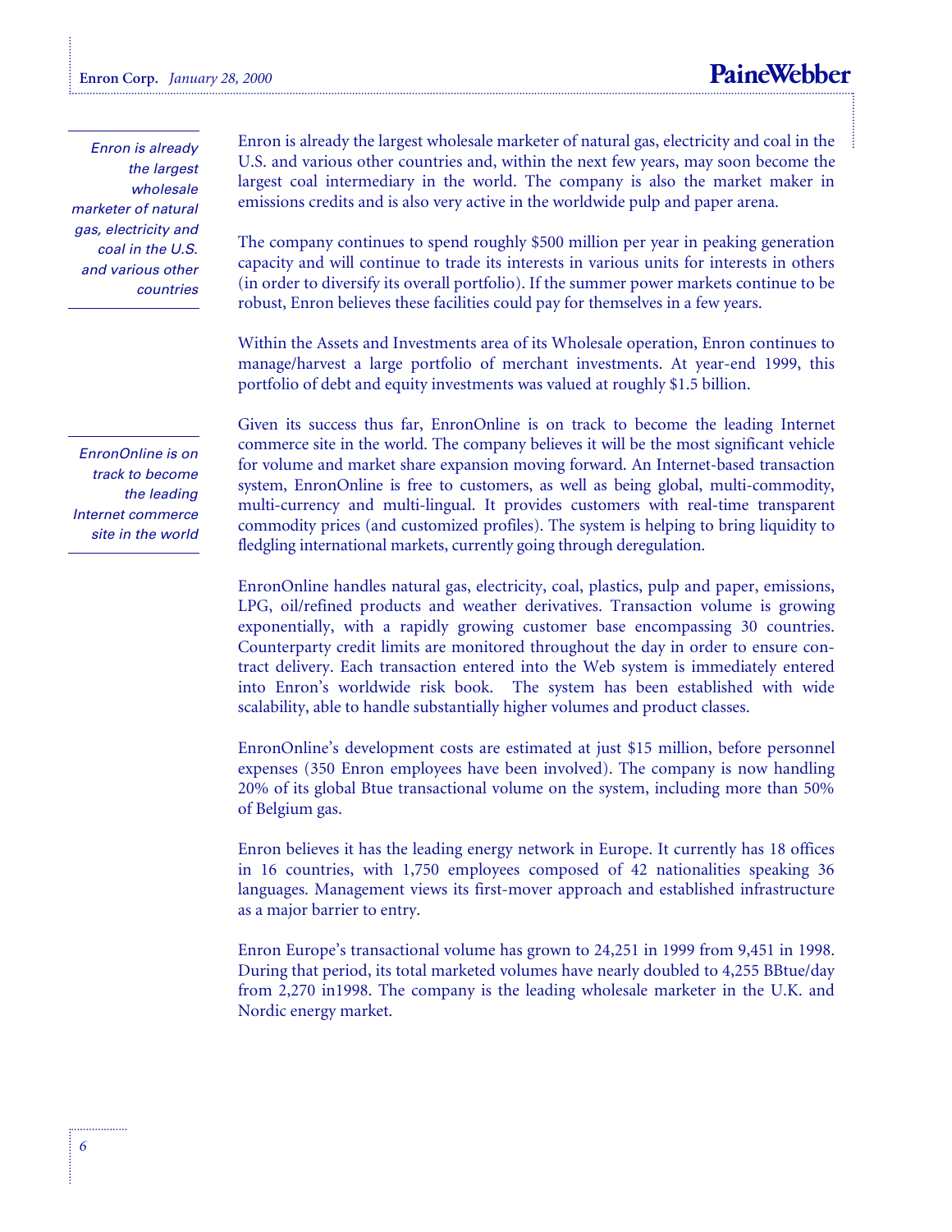*Enron is already the largest wholesale marketer of natural gas, electricity and coal in the U.S. and various other countries*

Enron is already the largest wholesale marketer of natural gas, electricity and coal in the U.S. and various other countries and, within the next few years, may soon become the largest coal intermediary in the world. The company is also the market maker in emissions credits and is also very active in the worldwide pulp and paper arena.

The company continues to spend roughly $500 million per year in peaking generation capacity and will continue to trade its interests in various units for interests in others (in order to diversify its overall portfolio). If the summer power markets continue to be robust, Enron believes these facilities could pay for themselves in a few years.

Within the Assets and Investments area of its Wholesale operation, Enron continues to manage/harvest a large portfolio of merchant investments. At year-end 1999, this portfolio of debt and equity investments was valued at roughly $1.5 billion.

*EnronOnline is on track to become the leading Internet commerce site in the world*

Given its success thus far, EnronOnline is on track to become the leading Internet commerce site in the world. The company believes it will be the most significant vehicle for volume and market share expansion moving forward. An Internet-based transaction system, EnronOnline is free to customers, as well as being global, multi-commodity, multi-currency and multi-lingual. It provides customers with real-time transparent commodity prices (and customized profiles). The system is helping to bring liquidity to fledgling international markets, currently going through deregulation.

EnronOnline handles natural gas, electricity, coal, plastics, pulp and paper, emissions, LPG, oil/refined products and weather derivatives. Transaction volume is growing exponentially, with a rapidly growing customer base encompassing 30 countries. Counterparty credit limits are monitored throughout the day in order to ensure contract delivery. Each transaction entered into the Web system is immediately entered into Enron's worldwide risk book. The system has been established with wide scalability, able to handle substantially higher volumes and product classes.

EnronOnline's development costs are estimated at just $15 million, before personnel expenses (350 Enron employees have been involved). The company is now handling 20% of its global Btue transactional volume on the system, including more than 50% of Belgium gas.

Enron believes it has the leading energy network in Europe. It currently has 18 offices in 16 countries, with 1,750 employees composed of 42 nationalities speaking 36 languages. Management views its first-mover approach and established infrastructure as a major barrier to entry.

Enron Europe's transactional volume has grown to 24,251 in 1999 from 9,451 in 1998. During that period, its total marketed volumes have nearly doubled to 4,255 BBtue/day from 2,270 in1998. The company is the leading wholesale marketer in the U.K. and Nordic energy market.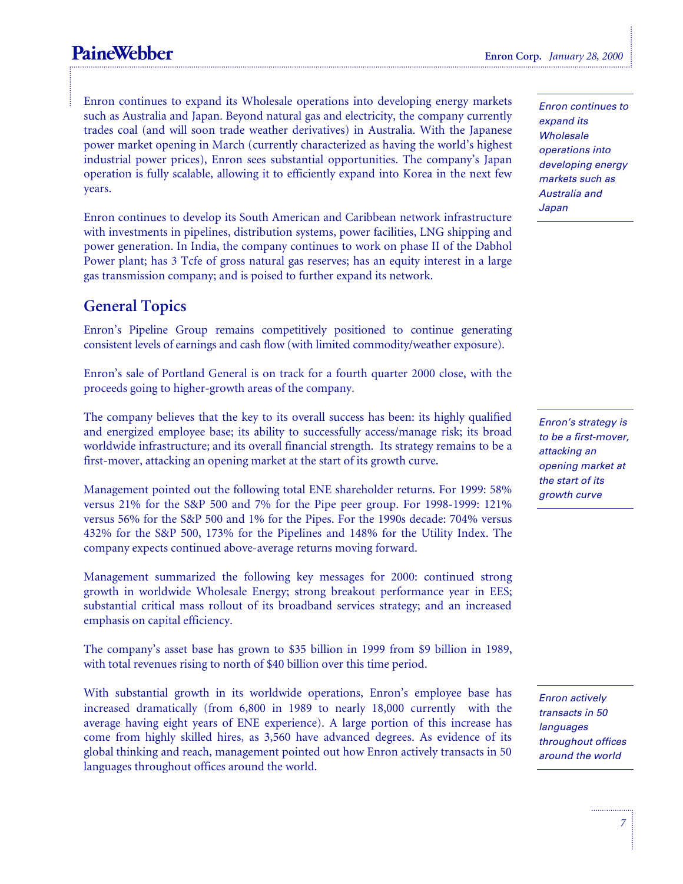Enron continues to expand its Wholesale operations into developing energy markets such as Australia and Japan. Beyond natural gas and electricity, the company currently trades coal (and will soon trade weather derivatives) in Australia. With the Japanese power market opening in March (currently characterized as having the world's highest industrial power prices), Enron sees substantial opportunities. The company's Japan operation is fully scalable, allowing it to efficiently expand into Korea in the next few years.

*Enron continues to expand its Wholesale operations into developing energy markets such as Australia and Japan*

Enron continues to develop its South American and Caribbean network infrastructure with investments in pipelines, distribution systems, power facilities, LNG shipping and power generation. In India, the company continues to work on phase II of the Dabhol Power plant; has 3 Tcfe of gross natural gas reserves; has an equity interest in a large gas transmission company; and is poised to further expand its network.

## General Topics

Enron's Pipeline Group remains competitively positioned to continue generating consistent levels of earnings and cash flow (with limited commodity/weather exposure).

Enron's sale of Portland General is on track for a fourth quarter 2000 close, with the proceeds going to higher-growth areas of the company.

The company believes that the key to its overall success has been: its highly qualified and energized employee base; its ability to successfully access/manage risk; its broad worldwide infrastructure; and its overall financial strength. Its strategy remains to be a first-mover, attacking an opening market at the start of its growth curve.

*Enron's strategy is to be a first-mover, attacking an opening market at the start of its growth curve*

Management pointed out the following total ENE shareholder returns. For 1999: 58% versus 21% for the S&P 500 and 7% for the Pipe peer group. For 1998-1999: 121% versus 56% for the S&P 500 and 1% for the Pipes. For the 1990s decade: 704% versus 432% for the S&P 500, 173% for the Pipelines and 148% for the Utility Index. The company expects continued above-average returns moving forward.

Management summarized the following key messages for 2000: continued strong growth in worldwide Wholesale Energy; strong breakout performance year in EES; substantial critical mass rollout of its broadband services strategy; and an increased emphasis on capital efficiency.

The company's asset base has grown to $35 billion in 1999 from $9 billion in 1989, with total revenues rising to north of $40 billion over this time period.

With substantial growth in its worldwide operations, Enron's employee base has increased dramatically (from 6,800 in 1989 to nearly 18,000 currently with the average having eight years of ENE experience). A large portion of this increase has come from highly skilled hires, as 3,560 have advanced degrees. As evidence of its global thinking and reach, management pointed out how Enron actively transacts in 50 languages throughout offices around the world.

*Enron actively transacts in 50 languages throughout offices around the world*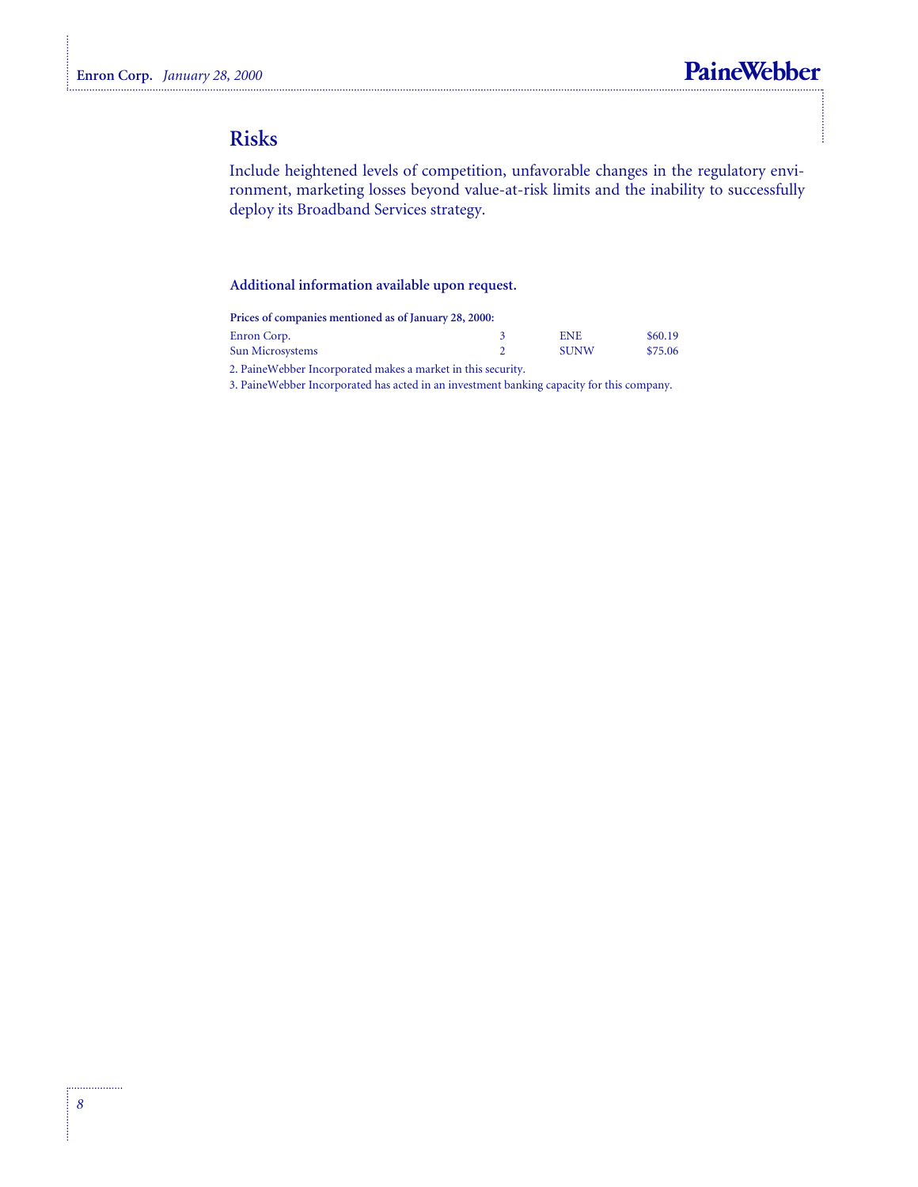## Risks

Include heightened levels of competition, unfavorable changes in the regulatory environment, marketing losses beyond value-at-risk limits and the inability to successfully deploy its Broadband Services strategy.

**Additional information available upon request.**

**Prices of companies mentioned as of January 28, 2000:**

| | | | |
|---|---|---|---|
| Enron Corp. | 3 | ENE | $60.19 |
| Sun Microsystems | 2 | SUNW | $75.06 |

2. PaineWebber Incorporated makes a market in this security.

3. PaineWebber Incorporated has acted in an investment banking capacity for this company.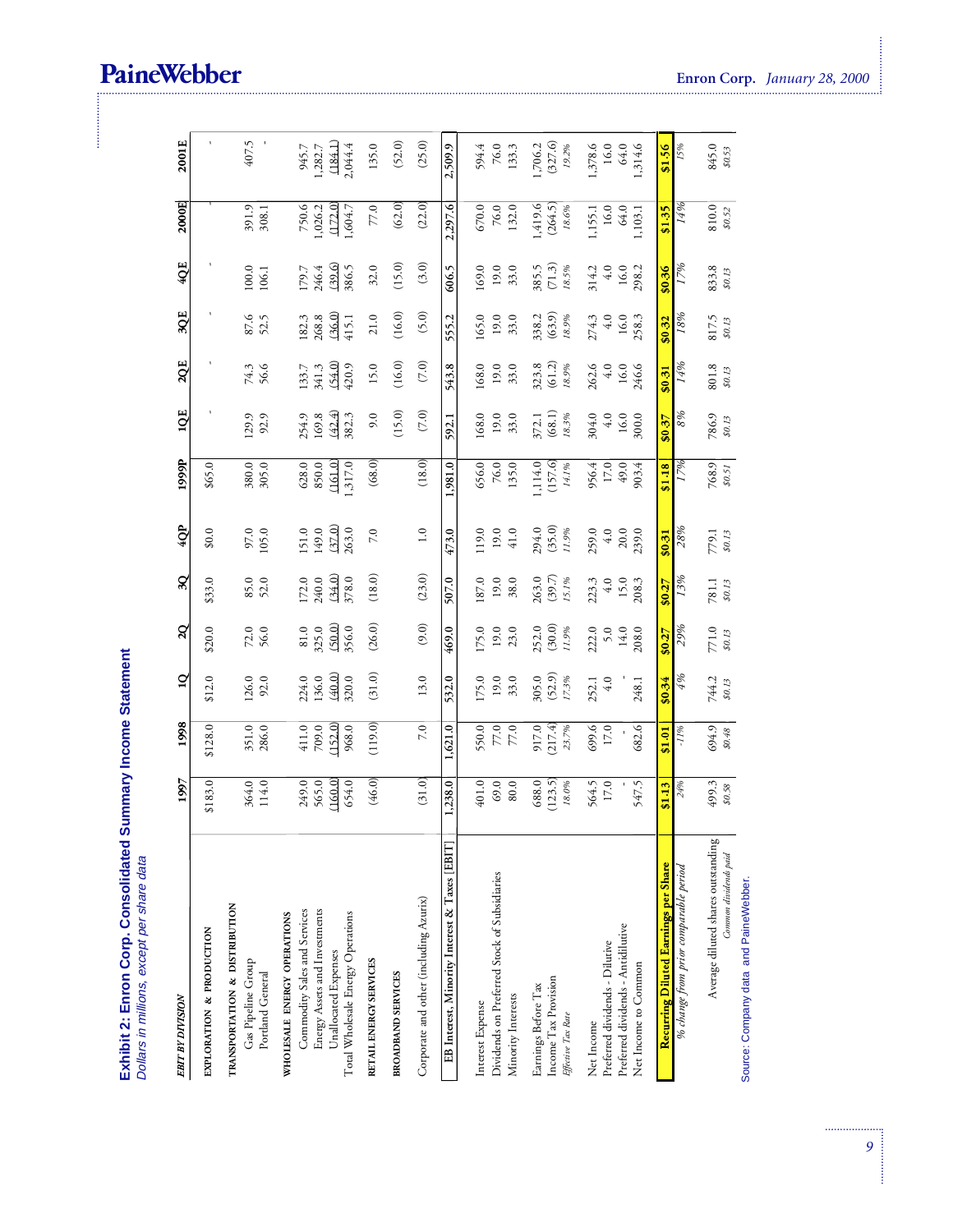**Exhibit 2: Enron Corp. Consolidated Summary Income Statement**
*Dollars in millions, except per share data*

| EBIT BY DIVISION | 1997 | 1998 | 1Q | 2Q | 3Q | 4QP | 1999P | 1QE | 2QE | 3QE | 4QE | 2000E | 2001E |
|---|---|---|---|---|---|---|---|---|---|---|---|---|---|
| **EXPLORATION & PRODUCTION** | $183.0 | $128.0 | $12.0 | $20.0 | $33.0 | $0.0 | $65.0 | - | - | - | - | | - |
| **TRANSPORTATION & DISTRIBUTION** | | | | | | | | | | | | | |
| Gas Pipeline Group | 364.0 | 351.0 | 126.0 | 72.0 | 85.0 | 97.0 | 380.0 | 129.9 | 74.3 | 87.6 | 100.0 | 391.9 | 407.5 |
| Portland General | 114.0 | 286.0 | 92.0 | 56.0 | 52.0 | 105.0 | 305.0 | 92.9 | 56.6 | 52.5 | 106.1 | 308.1 | - |
| **WHOLESALE ENERGY OPERATIONS** | | | | | | | | | | | | | |
| Commodity Sales and Services | 249.0 | 411.0 | 224.0 | 81.0 | 172.0 | 151.0 | 628.0 | 254.9 | 133.7 | 182.3 | 179.7 | 750.6 | 945.7 |
| Energy Assets and Investments | 565.0 | 709.0 | 136.0 | 325.0 | 240.0 | 149.0 | 850.0 | 169.8 | 341.3 | 268.8 | 246.4 | 1,026.2 | 1,282.7 |
| Unallocated Expenses | (160.0) | (152.0) | (40.0) | (50.0) | (34.0) | (37.0) | (161.0) | (42.4) | (54.0) | (36.0) | (39.6) | (172.0) | (184.1) |
| Total Wholesale Energy Operations | 654.0 | 968.0 | 320.0 | 356.0 | 378.0 | 263.0 | 1,317.0 | 382.3 | 420.9 | 415.1 | 386.5 | 1,604.7 | 2,044.4 |
| **RETAIL ENERGY SERVICES** | (46.0) | (119.0) | (31.0) | (26.0) | (18.0) | 7.0 | (68.0) | 9.0 | 15.0 | 21.0 | 32.0 | 77.0 | 135.0 |
| **BROADBAND SERVICES** | | | | | | | | (15.0) | (16.0) | (16.0) | (15.0) | (62.0) | (52.0) |
| Corporate and other (including Azurix) | (31.0) | 7.0 | 13.0 | (9.0) | (23.0) | 1.0 | (18.0) | (7.0) | (7.0) | (5.0) | (3.0) | (22.0) | (25.0) |
| EB Interest, Minority Interest & Taxes [EBIT] | 1,238.0 | 1,621.0 | 532.0 | 469.0 | 507.0 | 473.0 | 1,981.0 | 592.1 | 543.8 | 555.2 | 606.5 | 2,297.6 | 2,509.9 |
| Interest Expense | 401.0 | 550.0 | 175.0 | 175.0 | 187.0 | 119.0 | 656.0 | 168.0 | 168.0 | 165.0 | 169.0 | 670.0 | 594.4 |
| Dividends on Preferred Stock of Subsidiaries | 69.0 | 77.0 | 19.0 | 19.0 | 19.0 | 19.0 | 76.0 | 19.0 | 19.0 | 19.0 | 19.0 | 76.0 | 76.0 |
| Minority Interests | 80.0 | 77.0 | 33.0 | 23.0 | 38.0 | 41.0 | 135.0 | 33.0 | 33.0 | 33.0 | 33.0 | 132.0 | 133.3 |
| Earnings Before Tax | 688.0 | 917.0 | 305.0 | 252.0 | 263.0 | 294.0 | 1,114.0 | 372.1 | 323.8 | 338.2 | 385.5 | 1,419.6 | 1,706.2 |
| Income Tax Provision | (123.5) | (217.4) | (52.9) | (30.0) | (39.7) | (35.0) | (157.6) | (68.1) | (61.2) | (63.9) | (71.3) | (264.5) | (327.6) |
| *Effective Tax Rate* | *18.0%* | *23.7%* | *17.3%* | *11.9%* | *15.1%* | *11.9%* | *14.1%* | *18.3%* | *18.9%* | *18.9%* | *18.5%* | *18.6%* | *19.2%* |
| Net Income | 564.5 | 699.6 | 252.1 | 222.0 | 223.3 | 259.0 | 956.4 | 304.0 | 262.6 | 274.3 | 314.2 | 1,155.1 | 1,378.6 |
| Preferred dividends - Dilutive | 17.0 | 17.0 | 4.0 | 5.0 | 4.0 | 4.0 | 17.0 | 4.0 | 4.0 | 4.0 | 4.0 | 16.0 | 16.0 |
| Preferred dividends - Antidilutive | - | - | - | 14.0 | 15.0 | 20.0 | 49.0 | 16.0 | 16.0 | 16.0 | 16.0 | 64.0 | 64.0 |
| Net Income to Common | 547.5 | 682.6 | 248.1 | 208.0 | 208.3 | 239.0 | 903.4 | 300.0 | 246.6 | 258.3 | 298.2 | 1,103.1 | 1,314.6 |
| **Recurring Diluted Earnings per Share** | **$1.13** | **$1.01** | **$0.34** | **$0.27** | **$0.27** | **$0.31** | **$1.18** | **$0.37** | **$0.31** | **$0.32** | **$0.36** | **$1.35** | **$1.56** |
| *% change from prior comparable period* | *24%* | *-11%* | *4%* | *29%* | *13%* | *28%* | *17%* | *8%* | *14%* | *18%* | *17%* | *14%* | *15%* |
| Average diluted shares outstanding | 499.3 | 694.9 | 744.2 | 771.0 | 781.1 | 779.1 | 768.9 | 786.9 | 801.8 | 817.5 | 833.8 | 810.0 | 845.0 |
| *Common dividends paid* | *$0.58* | *$0.48* | *$0.13* | *$0.13* | *$0.13* | *$0.13* | *$0.51* | *$0.13* | *$0.13* | *$0.13* | *$0.13* | *$0.52* | *$0.53* |

Source: Company data and PaineWebber.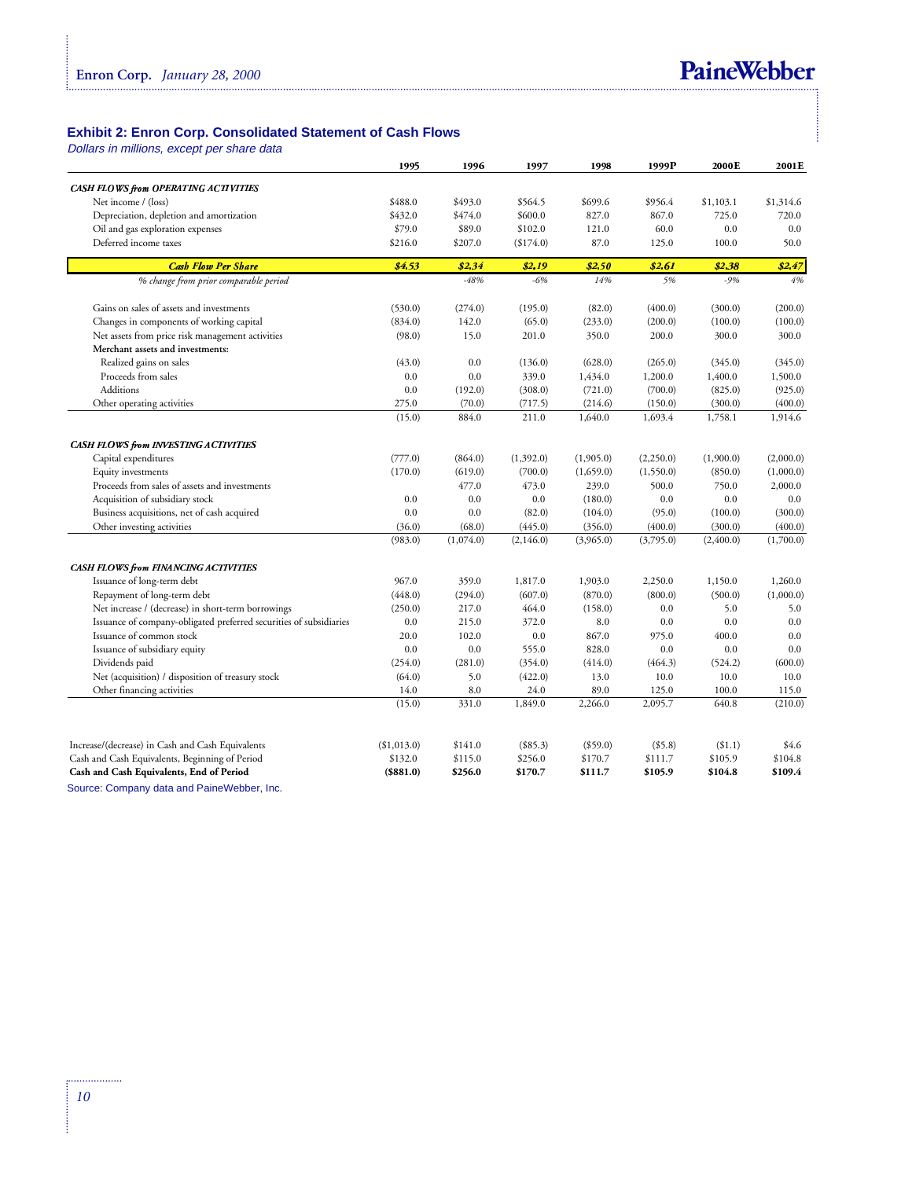### Exhibit 2: Enron Corp. Consolidated Statement of Cash Flows

*Dollars in millions, except per share data*

| | 1995 | 1996 | 1997 | 1998 | 1999P | 2000E | 2001E |
|---|---|---|---|---|---|---|---|
| ***CASH FLOWS from OPERATING ACTIVITIES*** | | | | | | | |
| Net income / (loss) | \$488.0 | \$493.0 | \$564.5 | \$699.6 | \$956.4 | \$1,103.1 | \$1,314.6 |
| Depreciation, depletion and amortization | \$432.0 | \$474.0 | \$600.0 | 827.0 | 867.0 | 725.0 | 720.0 |
| Oil and gas exploration expenses | \$79.0 | \$89.0 | \$102.0 | 121.0 | 60.0 | 0.0 | 0.0 |
| Deferred income taxes | \$216.0 | \$207.0 | (\$174.0) | 87.0 | 125.0 | 100.0 | 50.0 |
| ***Cash Flow Per Share*** | ***\$4.53*** | ***\$2.34*** | ***\$2.19*** | ***\$2.50*** | ***\$2.61*** | ***\$2.38*** | ***\$2.47*** |
| *% change from prior comparable period* | | *-48%* | *-6%* | *14%* | *5%* | *-9%* | *4%* |
| Gains on sales of assets and investments | (530.0) | (274.0) | (195.0) | (82.0) | (400.0) | (300.0) | (200.0) |
| Changes in components of working capital | (834.0) | 142.0 | (65.0) | (233.0) | (200.0) | (100.0) | (100.0) |
| Net assets from price risk management activities | (98.0) | 15.0 | 201.0 | 350.0 | 200.0 | 300.0 | 300.0 |
| **Merchant assets and investments:** | | | | | | | |
| Realized gains on sales | (43.0) | 0.0 | (136.0) | (628.0) | (265.0) | (345.0) | (345.0) |
| Proceeds from sales | 0.0 | 0.0 | 339.0 | 1,434.0 | 1,200.0 | 1,400.0 | 1,500.0 |
| Additions | 0.0 | (192.0) | (308.0) | (721.0) | (700.0) | (825.0) | (925.0) |
| Other operating activities | 275.0 | (70.0) | (717.5) | (214.6) | (150.0) | (300.0) | (400.0) |
| | (15.0) | 884.0 | 211.0 | 1,640.0 | 1,693.4 | 1,758.1 | 1,914.6 |
| ***CASH FLOWS from INVESTING ACTIVITIES*** | | | | | | | |
| Capital expenditures | (777.0) | (864.0) | (1,392.0) | (1,905.0) | (2,250.0) | (1,900.0) | (2,000.0) |
| Equity investments | (170.0) | (619.0) | (700.0) | (1,659.0) | (1,550.0) | (850.0) | (1,000.0) |
| Proceeds from sales of assets and investments | | 477.0 | 473.0 | 239.0 | 500.0 | 750.0 | 2,000.0 |
| Acquisition of subsidiary stock | 0.0 | 0.0 | 0.0 | (180.0) | 0.0 | 0.0 | 0.0 |
| Business acquisitions, net of cash acquired | 0.0 | 0.0 | (82.0) | (104.0) | (95.0) | (100.0) | (300.0) |
| Other investing activities | (36.0) | (68.0) | (445.0) | (356.0) | (400.0) | (300.0) | (400.0) |
| | (983.0) | (1,074.0) | (2,146.0) | (3,965.0) | (3,795.0) | (2,400.0) | (1,700.0) |
| ***CASH FLOWS from FINANCING ACTIVITIES*** | | | | | | | |
| Issuance of long-term debt | 967.0 | 359.0 | 1,817.0 | 1,903.0 | 2,250.0 | 1,150.0 | 1,260.0 |
| Repayment of long-term debt | (448.0) | (294.0) | (607.0) | (870.0) | (800.0) | (500.0) | (1,000.0) |
| Net increase / (decrease) in short-term borrowings | (250.0) | 217.0 | 464.0 | (158.0) | 0.0 | 5.0 | 5.0 |
| Issuance of company-obligated preferred securities of subsidiaries | 0.0 | 215.0 | 372.0 | 8.0 | 0.0 | 0.0 | 0.0 |
| Issuance of common stock | 20.0 | 102.0 | 0.0 | 867.0 | 975.0 | 400.0 | 0.0 |
| Issuance of subsidiary equity | 0.0 | 0.0 | 555.0 | 828.0 | 0.0 | 0.0 | 0.0 |
| Dividends paid | (254.0) | (281.0) | (354.0) | (414.0) | (464.3) | (524.2) | (600.0) |
| Net (acquisition) / disposition of treasury stock | (64.0) | 5.0 | (422.0) | 13.0 | 10.0 | 10.0 | 10.0 |
| Other financing activities | 14.0 | 8.0 | 24.0 | 89.0 | 125.0 | 100.0 | 115.0 |
| | (15.0) | 331.0 | 1,849.0 | 2,266.0 | 2,095.7 | 640.8 | (210.0) |
| Increase/(decrease) in Cash and Cash Equivalents | (\$1,013.0) | \$141.0 | (\$85.3) | (\$59.0) | (\$5.8) | (\$1.1) | \$4.6 |
| Cash and Cash Equivalents, Beginning of Period | \$132.0 | \$115.0 | \$256.0 | \$170.7 | \$111.7 | \$105.9 | \$104.8 |
| **Cash and Cash Equivalents, End of Period** | **(\$881.0)** | **\$256.0** | **\$170.7** | **\$111.7** | **\$105.9** | **\$104.8** | **\$109.4** |

Source: Company data and PaineWebber, Inc.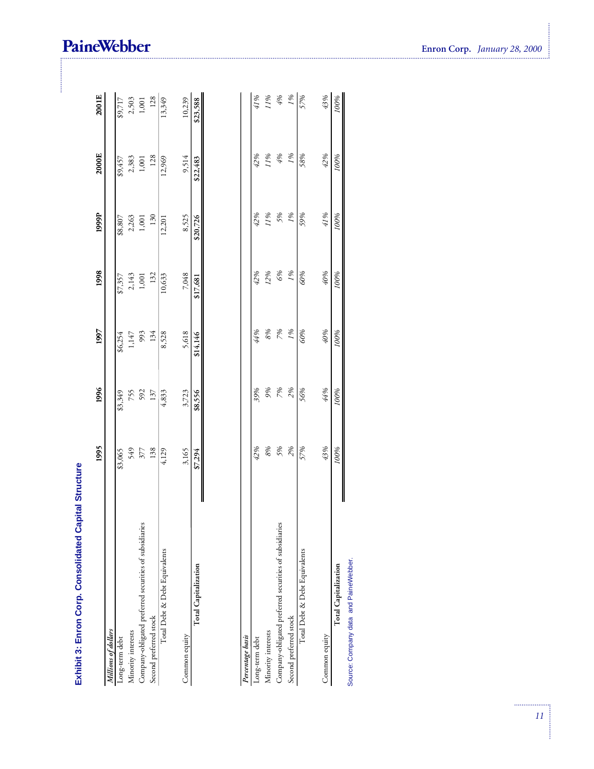## Exhibit 3: Enron Corp. Consolidated Capital Structure

| | 1995 | 1996 | 1997 | 1998 | 1999P | 2000E | 2001E |
|---|---|---|---|---|---|---|---|
| *Millions of dollars* | | | | | | | |
| Long-term debt | $3,065 | $3,349 | $6,254 | $7,357 | $8,807 | $9,457 | $9,717 |
| Minority interests | 549 | 755 | 1,147 | 2,143 | 2,263 | 2,383 | 2,503 |
| Company-obligated preferred securities of subsidiaries | 377 | 592 | 993 | 1,001 | 1,001 | 1,001 | 1,001 |
| Second preferred stock | 138 | 137 | 134 | 132 | 130 | 128 | 128 |
| Total Debt & Debt Equivalents | 4,129 | 4,833 | 8,528 | 10,633 | 12,201 | 12,969 | 13,349 |
| Common equity | 3,165 | 3,723 | 5,618 | 7,048 | 8,525 | 9,514 | 10,239 |
| **Total Capitalization** | $7,294 | $8,556 | $14,146 | $17,681 | $20,726 | $22,483 | $23,588 |
| *Percentage basis* | | | | | | | |
| Long-term debt | *42%* | *39%* | *44%* | *42%* | *42%* | *42%* | *41%* |
| Minority interests | *8%* | *9%* | *8%* | *12%* | *11%* | *11%* | *11%* |
| Company-obligated preferred securities of subsidiaries | *5%* | *7%* | *7%* | *6%* | *5%* | *4%* | *4%* |
| Second preferred stock | *2%* | *2%* | *1%* | *1%* | *1%* | *1%* | *1%* |
| Total Debt & Debt Equivalents | *57%* | *56%* | *60%* | *60%* | *59%* | *58%* | *57%* |
| Common equity | *43%* | *44%* | *40%* | *40%* | *41%* | *42%* | *43%* |
| **Total Capitalization** | *100%* | *100%* | *100%* | *100%* | *100%* | *100%* | *100%* |

Source: Company data and PaineWebber.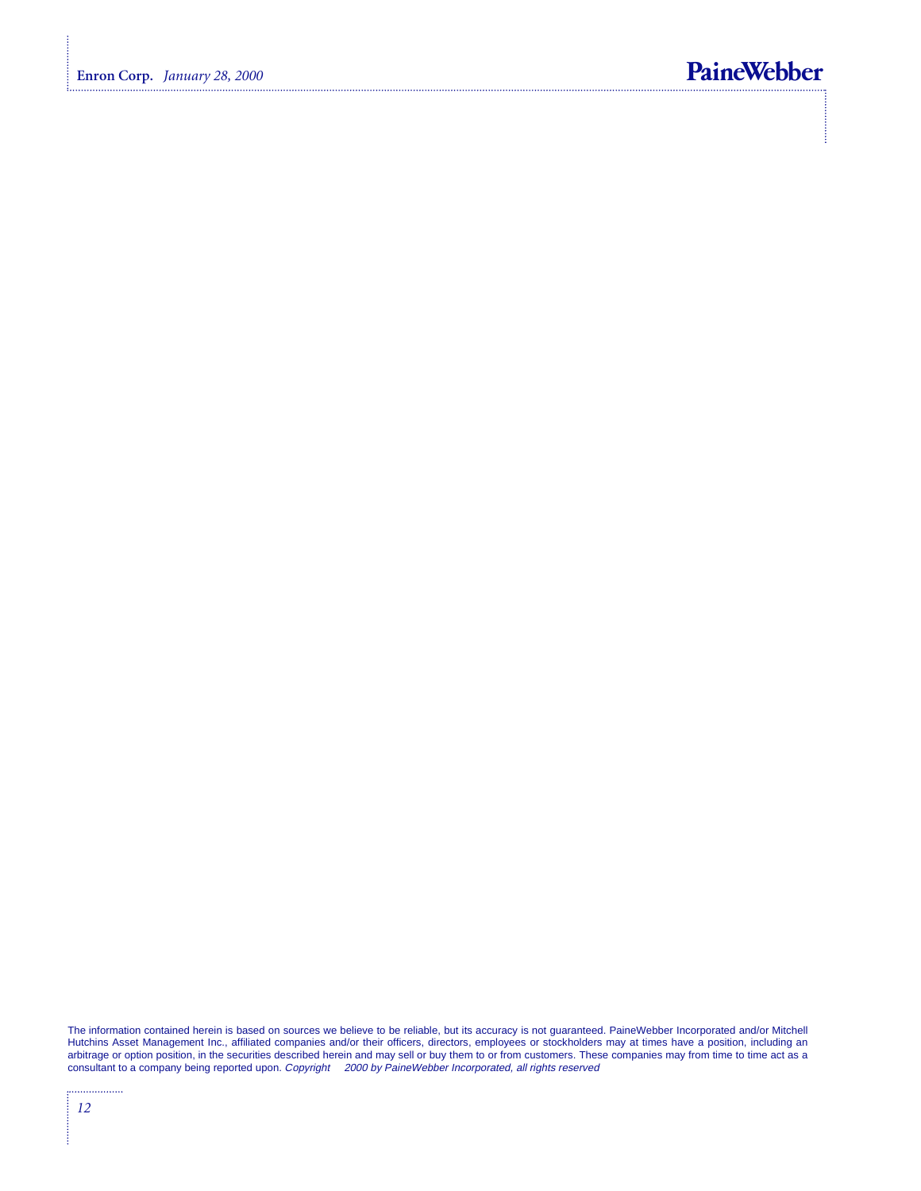The information contained herein is based on sources we believe to be reliable, but its accuracy is not guaranteed. PaineWebber Incorporated and/or Mitchell Hutchins Asset Management Inc., affiliated companies and/or their officers, directors, employees or stockholders may at times have a position, including an arbitrage or option position, in the securities described herein and may sell or buy them to or from customers. These companies may from time to time act as a consultant to a company being reported upon. *Copyright 2000 by PaineWebber Incorporated, all rights reserved*